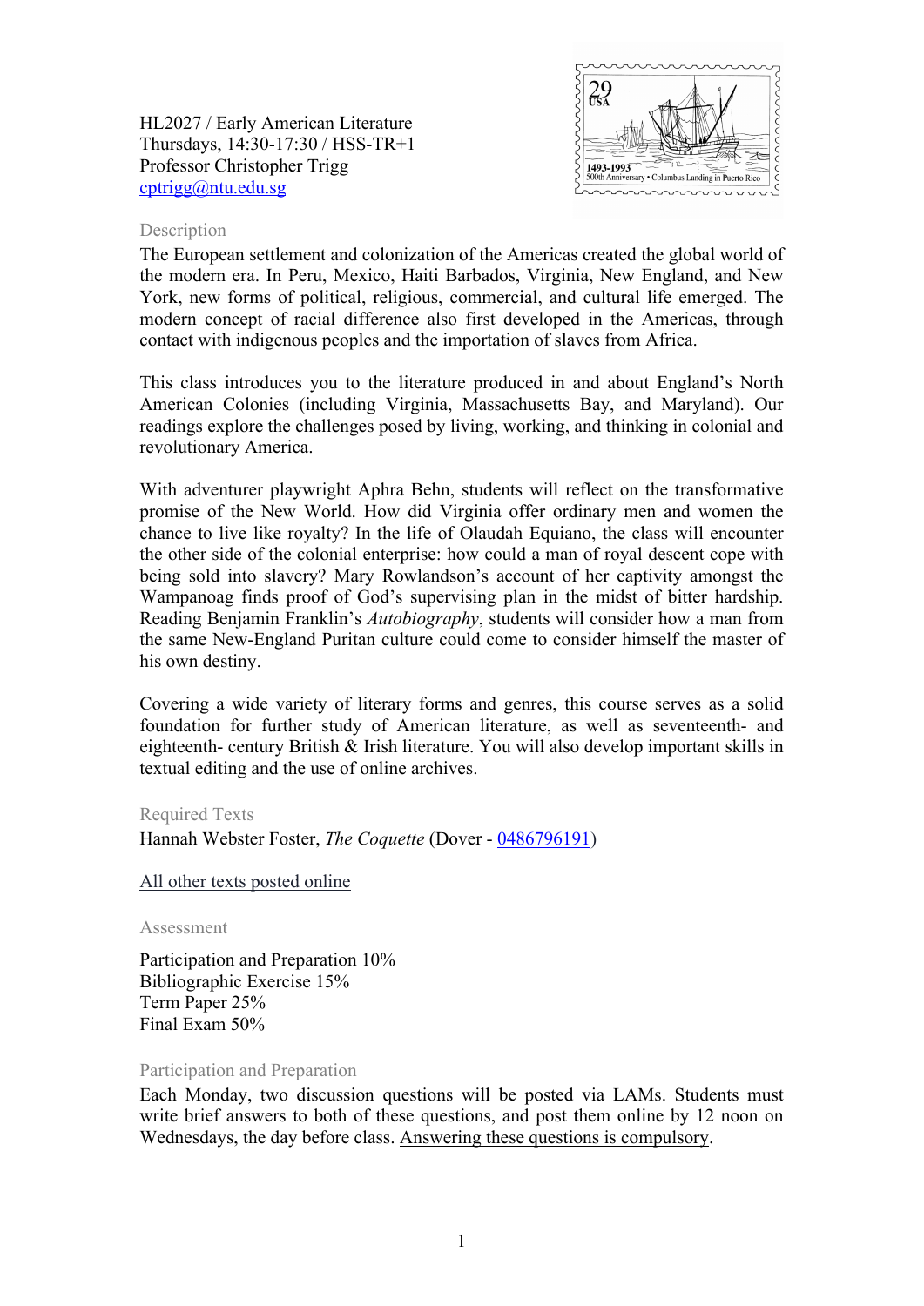HL2027 / Early American Literature
Thursdays, 14:30-17:30 / HSS-TR+1
Professor Christopher Trigg
cptrigg@ntu.edu.sg

## Description

The European settlement and colonization of the Americas created the global world of the modern era. In Peru, Mexico, Haiti Barbados, Virginia, New England, and New York, new forms of political, religious, commercial, and cultural life emerged. The modern concept of racial difference also first developed in the Americas, through contact with indigenous peoples and the importation of slaves from Africa.

This class introduces you to the literature produced in and about England's North American Colonies (including Virginia, Massachusetts Bay, and Maryland). Our readings explore the challenges posed by living, working, and thinking in colonial and revolutionary America.

With adventurer playwright Aphra Behn, students will reflect on the transformative promise of the New World. How did Virginia offer ordinary men and women the chance to live like royalty? In the life of Olaudah Equiano, the class will encounter the other side of the colonial enterprise: how could a man of royal descent cope with being sold into slavery? Mary Rowlandson's account of her captivity amongst the Wampanoag finds proof of God's supervising plan in the midst of bitter hardship. Reading Benjamin Franklin's *Autobiography*, students will consider how a man from the same New-England Puritan culture could come to consider himself the master of his own destiny.

Covering a wide variety of literary forms and genres, this course serves as a solid foundation for further study of American literature, as well as seventeenth- and eighteenth- century British & Irish literature. You will also develop important skills in textual editing and the use of online archives.

## Required Texts

Hannah Webster Foster, *The Coquette* (Dover - 0486796191)

All other texts posted online

## Assessment

Participation and Preparation 10%
Bibliographic Exercise 15%
Term Paper 25%
Final Exam 50%

## Participation and Preparation

Each Monday, two discussion questions will be posted via LAMs. Students must write brief answers to both of these questions, and post them online by 12 noon on Wednesdays, the day before class. Answering these questions is compulsory.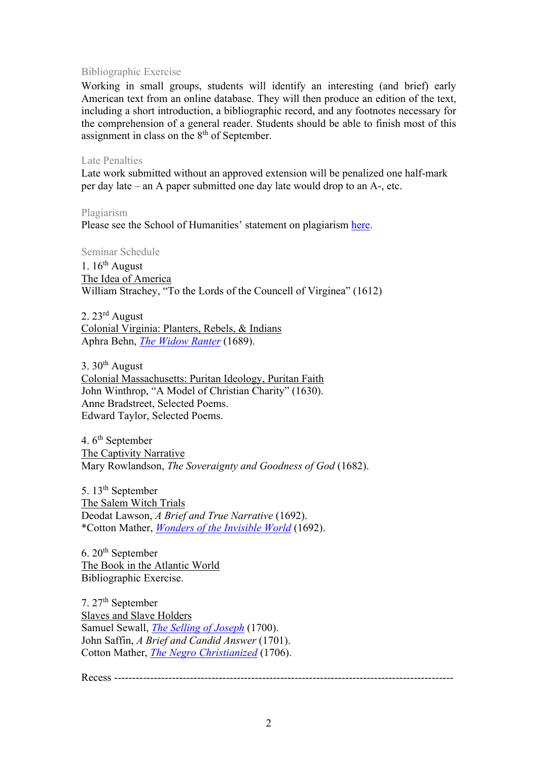### Bibliographic Exercise

Working in small groups, students will identify an interesting (and brief) early American text from an online database. They will then produce an edition of the text, including a short introduction, a bibliographic record, and any footnotes necessary for the comprehension of a general reader. Students should be able to finish most of this assignment in class on the 8th of September.

### Late Penalties

Late work submitted without an approved extension will be penalized one half-mark per day late – an A paper submitted one day late would drop to an A-, etc.

### Plagiarism

Please see the School of Humanities' statement on plagiarism here.

### Seminar Schedule

1. 16th August
<u>The Idea of America</u>
William Strachey, "To the Lords of the Councell of Virginea" (1612)

2. 23rd August
<u>Colonial Virginia: Planters, Rebels, & Indians</u>
Aphra Behn, *The Widow Ranter* (1689).

3. 30th August
<u>Colonial Massachusetts: Puritan Ideology, Puritan Faith</u>
John Winthrop, "A Model of Christian Charity" (1630).
Anne Bradstreet, Selected Poems.
Edward Taylor, Selected Poems.

4. 6th September
<u>The Captivity Narrative</u>
Mary Rowlandson, *The Soveraignty and Goodness of God* (1682).

5. 13th September
<u>The Salem Witch Trials</u>
Deodat Lawson, *A Brief and True Narrative* (1692).
*Cotton Mather, *Wonders of the Invisible World* (1692).

6. 20th September
<u>The Book in the Atlantic World</u>
Bibliographic Exercise.

7. 27th September
<u>Slaves and Slave Holders</u>
Samuel Sewall, *The Selling of Joseph* (1700).
John Saffin, *A Brief and Candid Answer* (1701).
Cotton Mather, *The Negro Christianized* (1706).

Recess ------------------------------------------------------------------------------------------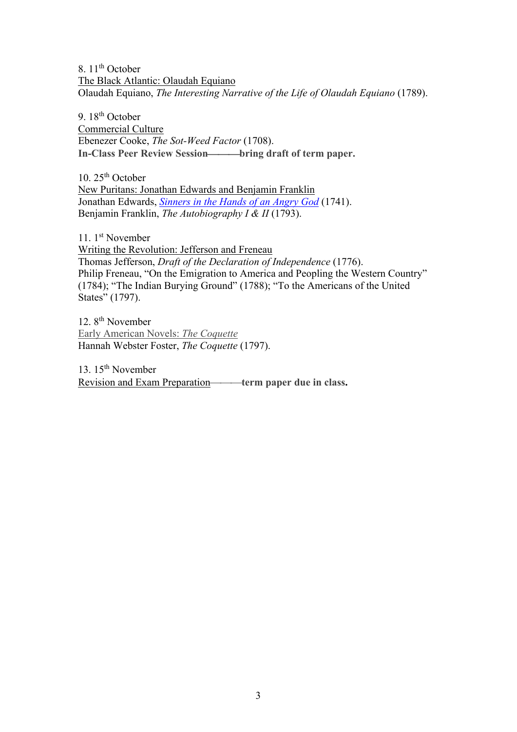8. 11th October
The Black Atlantic: Olaudah Equiano
Olaudah Equiano, *The Interesting Narrative of the Life of Olaudah Equiano* (1789).

9. 18th October
Commercial Culture
Ebenezer Cooke, *The Sot-Weed Factor* (1708).
**In-Class Peer Review Session——bring draft of term paper.**

10. 25th October
New Puritans: Jonathan Edwards and Benjamin Franklin
Jonathan Edwards, *Sinners in the Hands of an Angry God* (1741).
Benjamin Franklin, *The Autobiography I & II* (1793).

11. 1st November
Writing the Revolution: Jefferson and Freneau
Thomas Jefferson, *Draft of the Declaration of Independence* (1776).
Philip Freneau, "On the Emigration to America and Peopling the Western Country" (1784); "The Indian Burying Ground" (1788); "To the Americans of the United States" (1797).

12. 8th November
Early American Novels: *The Coquette*
Hannah Webster Foster, *The Coquette* (1797).

13. 15th November
Revision and Exam Preparation——**term paper due in class.**